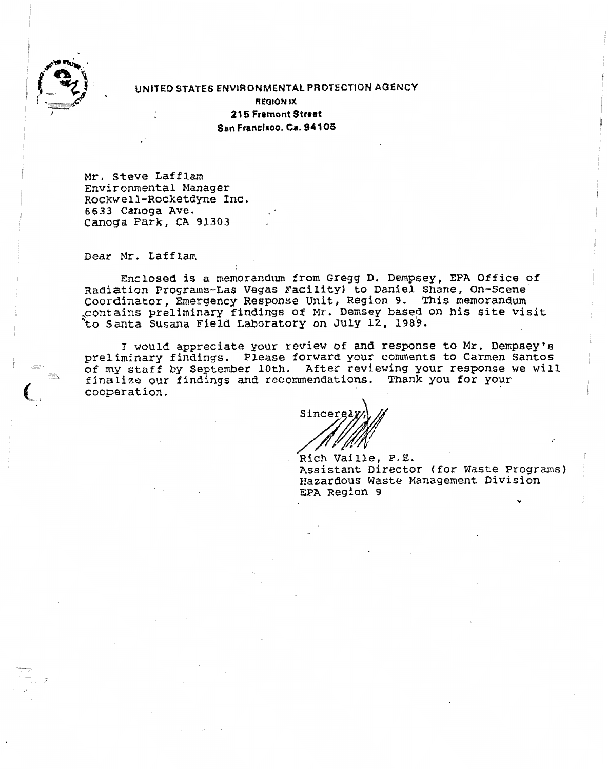UNITED STATES ENVIRONMENTAL PROTECTION AGENCY
REGION IX
215 Fremont Street
San Francisco, Ca. 94105

Mr. Steve Lafflam
Environmental Manager
Rockwell-Rocketdyne Inc.
6633 Canoga Ave.
Canoga Park, CA 91303

Dear Mr. Lafflam

Enclosed is a memorandum from Gregg D. Dempsey, EPA Office of Radiation Programs-Las Vegas Facility) to Daniel Shane, On-Scene Coordinator, Emergency Response Unit, Region 9. This memorandum contains preliminary findings of Mr. Demsey based on his site visit to Santa Susana Field Laboratory on July 12, 1989.

I would appreciate your review of and response to Mr. Dempsey's preliminary findings. Please forward your comments to Carmen Santos of my staff by September 10th. After reviewing your response we will finalize our findings and recommendations. Thank you for your cooperation.

Sincerely,

Rich Vaille, P.E.
Assistant Director (for Waste Programs)
Hazardous Waste Management Division
EPA Region 9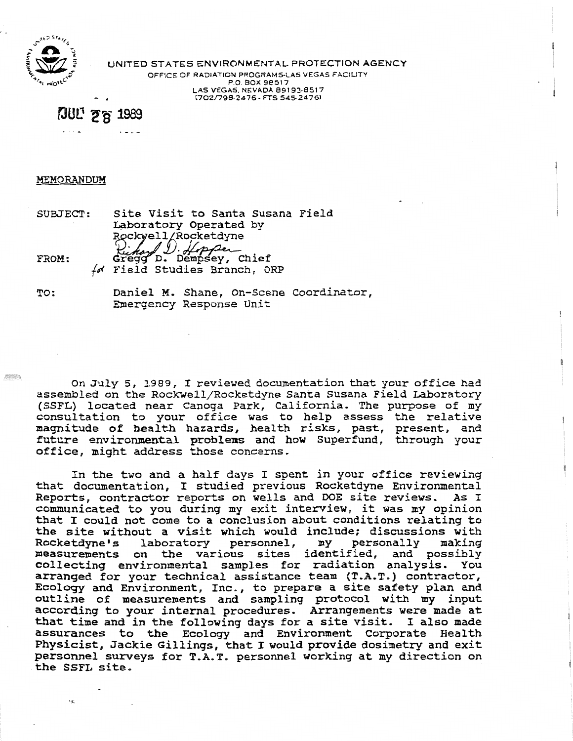UNITED STATES ENVIRONMENTAL PROTECTION AGENCY

OFFICE OF RADIATION PROGRAMS-LAS VEGAS FACILITY
P.O. BOX 98517
LAS VEGAS, NEVADA 89193-8517
(702/798-2476 - FTS 545-2476)

JUL 28 1989

MEMORANDUM

SUBJECT: Site Visit to Santa Susana Field Laboratory Operated by Rockwell/Rocketdyne

FROM: Gregg D. Dempsey, Chief
for Field Studies Branch, ORP

TO: Daniel M. Shane, On-Scene Coordinator, Emergency Response Unit

On July 5, 1989, I reviewed documentation that your office had assembled on the Rockwell/Rocketdyne Santa Susana Field Laboratory (SSFL) located near Canoga Park, California. The purpose of my consultation to your office was to help assess the relative magnitude of health hazards, health risks, past, present, and future environmental problems and how Superfund, through your office, might address those concerns.

In the two and a half days I spent in your office reviewing that documentation, I studied previous Rocketdyne Environmental Reports, contractor reports on wells and DOE site reviews. As I communicated to you during my exit interview, it was my opinion that I could not come to a conclusion about conditions relating to the site without a visit which would include; discussions with Rocketdyne's laboratory personnel, my personally making measurements on the various sites identified, and possibly collecting environmental samples for radiation analysis. You arranged for your technical assistance team (T.A.T.) contractor, Ecology and Environment, Inc., to prepare a site safety plan and outline of measurements and sampling protocol with my input according to your internal procedures. Arrangements were made at that time and in the following days for a site visit. I also made assurances to the Ecology and Environment Corporate Health Physicist, Jackie Gillings, that I would provide dosimetry and exit personnel surveys for T.A.T. personnel working at my direction on the SSFL site.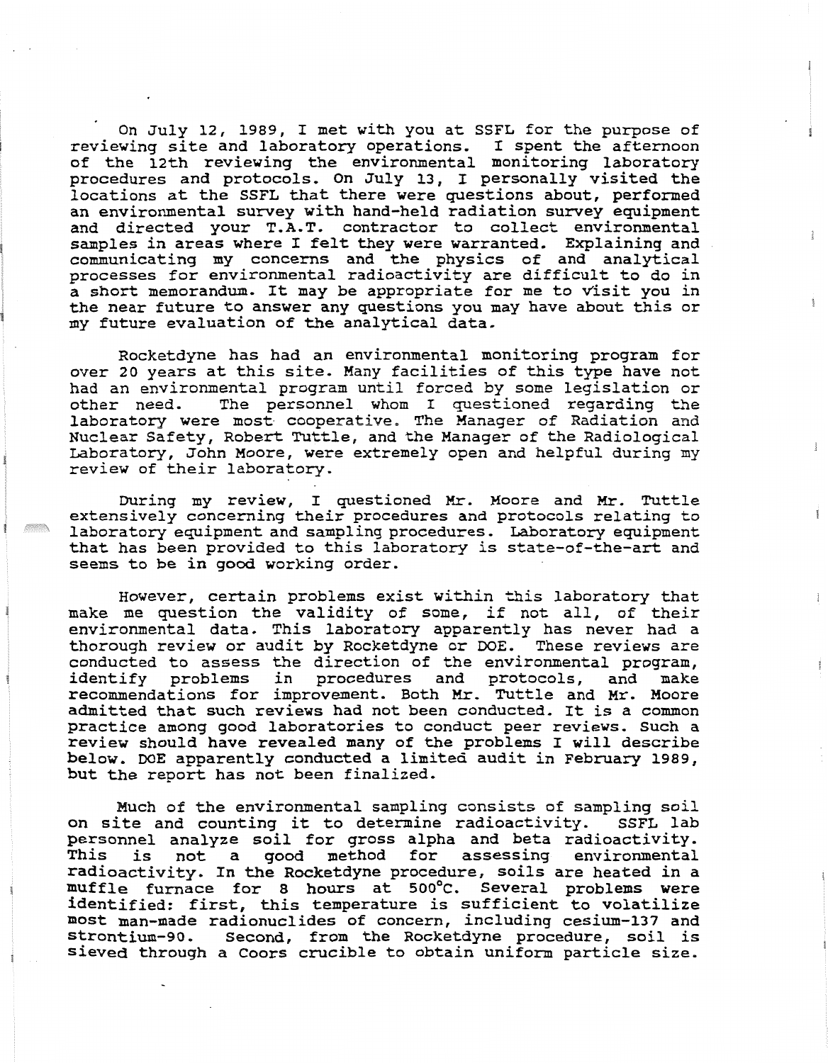On July 12, 1989, I met with you at SSFL for the purpose of reviewing site and laboratory operations. I spent the afternoon of the 12th reviewing the environmental monitoring laboratory procedures and protocols. On July 13, I personally visited the locations at the SSFL that there were questions about, performed an environmental survey with hand-held radiation survey equipment and directed your T.A.T. contractor to collect environmental samples in areas where I felt they were warranted. Explaining and communicating my concerns and the physics of and analytical processes for environmental radioactivity are difficult to do in a short memorandum. It may be appropriate for me to visit you in the near future to answer any questions you may have about this or my future evaluation of the analytical data.

Rocketdyne has had an environmental monitoring program for over 20 years at this site. Many facilities of this type have not had an environmental program until forced by some legislation or other need. The personnel whom I questioned regarding the laboratory were most cooperative. The Manager of Radiation and Nuclear Safety, Robert Tuttle, and the Manager of the Radiological Laboratory, John Moore, were extremely open and helpful during my review of their laboratory.

During my review, I questioned Mr. Moore and Mr. Tuttle extensively concerning their procedures and protocols relating to laboratory equipment and sampling procedures. Laboratory equipment that has been provided to this laboratory is state-of-the-art and seems to be in good working order.

However, certain problems exist within this laboratory that make me question the validity of some, if not all, of their environmental data. This laboratory apparently has never had a thorough review or audit by Rocketdyne or DOE. These reviews are conducted to assess the direction of the environmental program, identify problems in procedures and protocols, and make recommendations for improvement. Both Mr. Tuttle and Mr. Moore admitted that such reviews had not been conducted. It is a common practice among good laboratories to conduct peer reviews. Such a review should have revealed many of the problems I will describe below. DOE apparently conducted a limited audit in February 1989, but the report has not been finalized.

Much of the environmental sampling consists of sampling soil on site and counting it to determine radioactivity. SSFL lab personnel analyze soil for gross alpha and beta radioactivity. This is not a good method for assessing environmental radioactivity. In the Rocketdyne procedure, soils are heated in a muffle furnace for 8 hours at 500°C. Several problems were identified: first, this temperature is sufficient to volatilize most man-made radionuclides of concern, including cesium-137 and strontium-90. Second, from the Rocketdyne procedure, soil is sieved through a Coors crucible to obtain uniform particle size.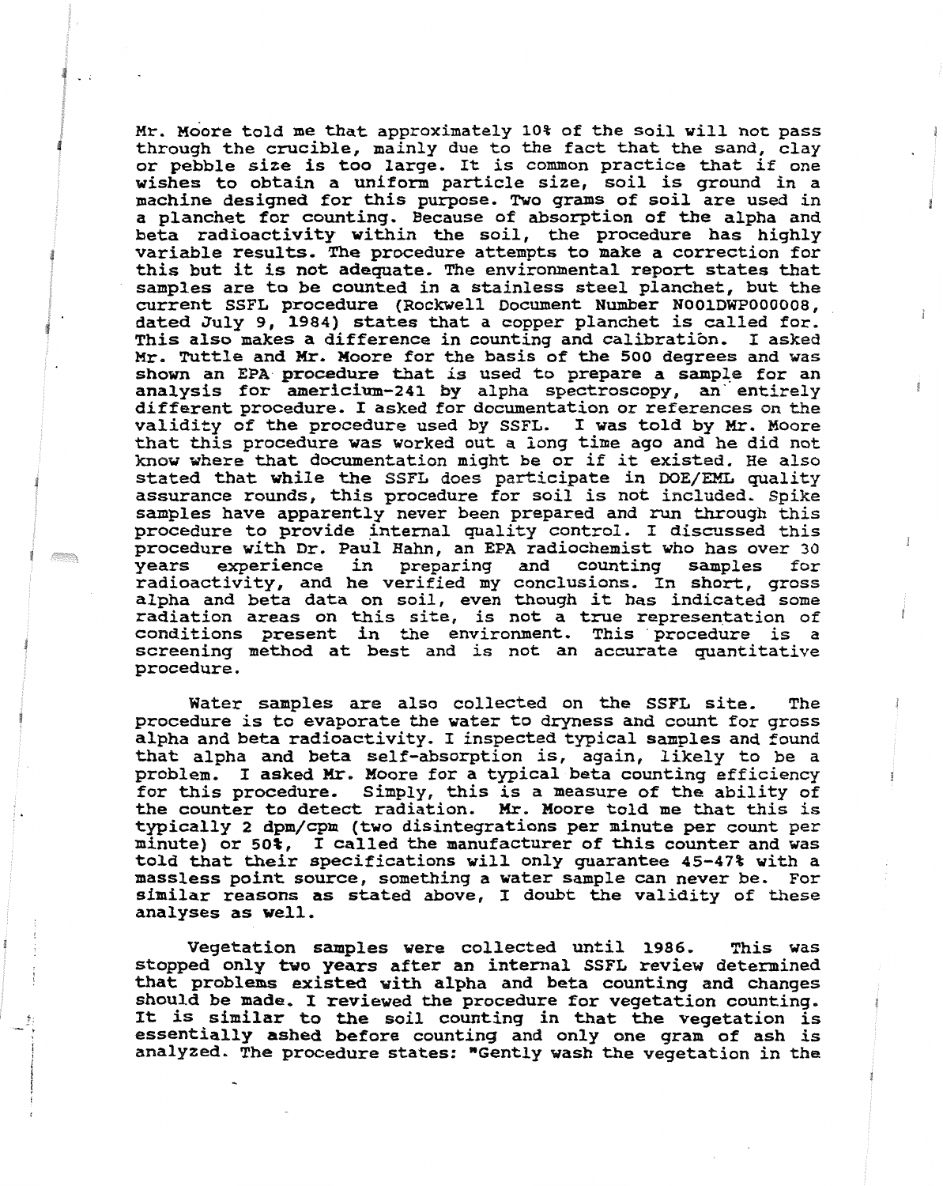Mr. Moore told me that approximately 10% of the soil will not pass through the crucible, mainly due to the fact that the sand, clay or pebble size is too large. It is common practice that if one wishes to obtain a uniform particle size, soil is ground in a machine designed for this purpose. Two grams of soil are used in a planchet for counting. Because of absorption of the alpha and beta radioactivity within the soil, the procedure has highly variable results. The procedure attempts to make a correction for this but it is not adequate. The environmental report states that samples are to be counted in a stainless steel planchet, but the current SSFL procedure (Rockwell Document Number N001DWP000008, dated July 9, 1984) states that a copper planchet is called for. This also makes a difference in counting and calibration. I asked Mr. Tuttle and Mr. Moore for the basis of the 500 degrees and was shown an EPA procedure that is used to prepare a sample for an analysis for americium-241 by alpha spectroscopy, an entirely different procedure. I asked for documentation or references on the validity of the procedure used by SSFL. I was told by Mr. Moore that this procedure was worked out a long time ago and he did not know where that documentation might be or if it existed. He also stated that while the SSFL does participate in DOE/EML quality assurance rounds, this procedure for soil is not included. Spike samples have apparently never been prepared and run through this procedure to provide internal quality control. I discussed this procedure with Dr. Paul Hahn, an EPA radiochemist who has over 30 years experience in preparing and counting samples for radioactivity, and he verified my conclusions. In short, gross alpha and beta data on soil, even though it has indicated some radiation areas on this site, is not a true representation of conditions present in the environment. This procedure is a screening method at best and is not an accurate quantitative procedure.

Water samples are also collected on the SSFL site. The procedure is to evaporate the water to dryness and count for gross alpha and beta radioactivity. I inspected typical samples and found that alpha and beta self-absorption is, again, likely to be a problem. I asked Mr. Moore for a typical beta counting efficiency for this procedure. Simply, this is a measure of the ability of the counter to detect radiation. Mr. Moore told me that this is typically 2 dpm/cpm (two disintegrations per minute per count per minute) or 50%, I called the manufacturer of this counter and was told that their specifications will only guarantee 45-47% with a massless point source, something a water sample can never be. For similar reasons as stated above, I doubt the validity of these analyses as well.

Vegetation samples were collected until 1986. This was stopped only two years after an internal SSFL review determined that problems existed with alpha and beta counting and changes should be made. I reviewed the procedure for vegetation counting. It is similar to the soil counting in that the vegetation is essentially ashed before counting and only one gram of ash is analyzed. The procedure states: "Gently wash the vegetation in the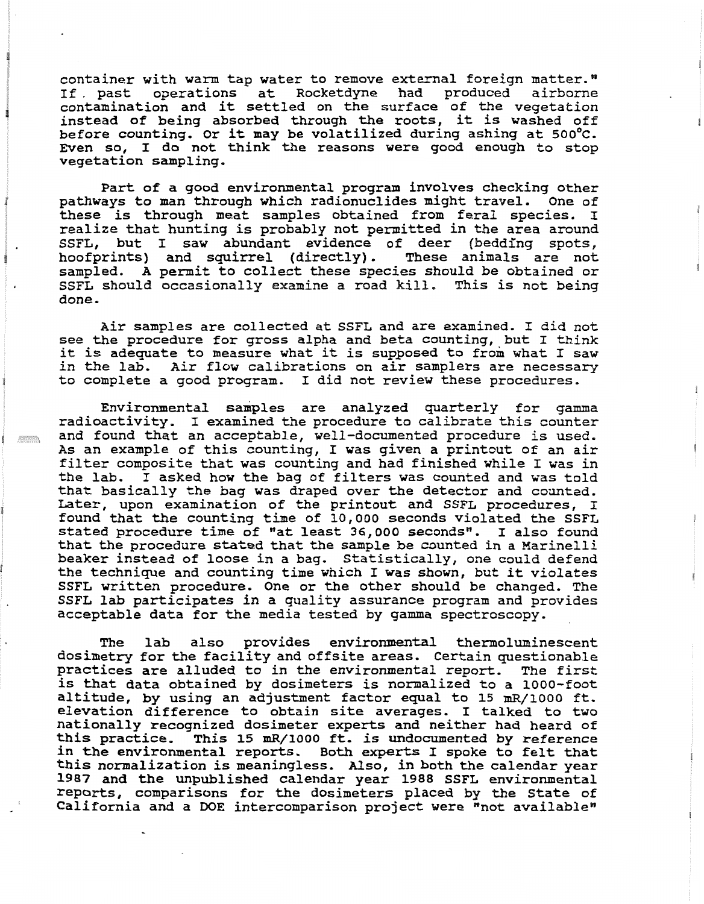container with warm tap water to remove external foreign matter." If past operations at Rocketdyne had produced airborne contamination and it settled on the surface of the vegetation instead of being absorbed through the roots, it is washed off before counting. Or it may be volatilized during ashing at 500°C. Even so, I do not think the reasons were good enough to stop vegetation sampling.

Part of a good environmental program involves checking other pathways to man through which radionuclides might travel. One of these is through meat samples obtained from feral species. I realize that hunting is probably not permitted in the area around SSFL, but I saw abundant evidence of deer (bedding spots, hoofprints) and squirrel (directly). These animals are not sampled. A permit to collect these species should be obtained or SSFL should occasionally examine a road kill. This is not being done.

Air samples are collected at SSFL and are examined. I did not see the procedure for gross alpha and beta counting, but I think it is adequate to measure what it is supposed to from what I saw in the lab. Air flow calibrations on air samplers are necessary to complete a good program. I did not review these procedures.

Environmental samples are analyzed quarterly for gamma radioactivity. I examined the procedure to calibrate this counter and found that an acceptable, well-documented procedure is used. As an example of this counting, I was given a printout of an air filter composite that was counting and had finished while I was in the lab. I asked how the bag of filters was counted and was told that basically the bag was draped over the detector and counted. Later, upon examination of the printout and SSFL procedures, I found that the counting time of 10,000 seconds violated the SSFL stated procedure time of "at least 36,000 seconds". I also found that the procedure stated that the sample be counted in a Marinelli beaker instead of loose in a bag. Statistically, one could defend the technique and counting time which I was shown, but it violates SSFL written procedure. One or the other should be changed. The SSFL lab participates in a quality assurance program and provides acceptable data for the media tested by gamma spectroscopy.

The lab also provides environmental thermoluminescent dosimetry for the facility and offsite areas. Certain questionable practices are alluded to in the environmental report. The first is that data obtained by dosimeters is normalized to a 1000-foot altitude, by using an adjustment factor equal to 15 mR/1000 ft. elevation difference to obtain site averages. I talked to two nationally recognized dosimeter experts and neither had heard of this practice. This 15 mR/1000 ft. is undocumented by reference in the environmental reports. Both experts I spoke to felt that this normalization is meaningless. Also, in both the calendar year 1987 and the unpublished calendar year 1988 SSFL environmental reports, comparisons for the dosimeters placed by the State of California and a DOE intercomparison project were "not available"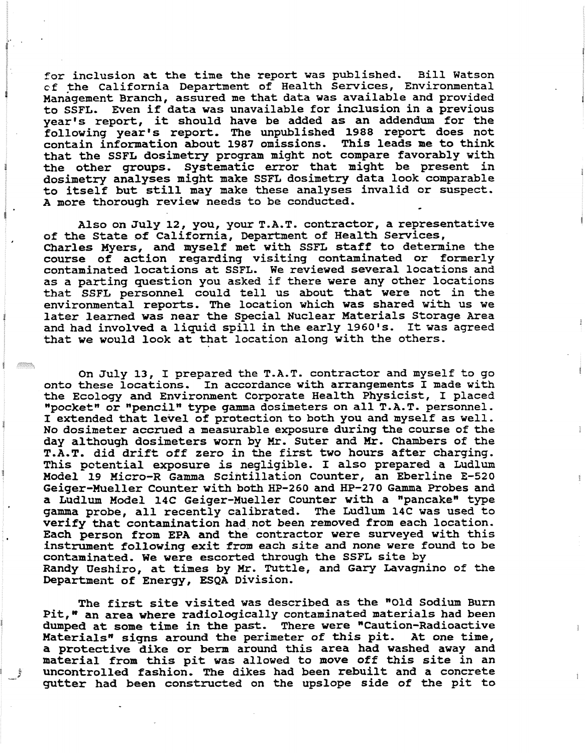for inclusion at the time the report was published. Bill Watson of the California Department of Health Services, Environmental Management Branch, assured me that data was available and provided to SSFL. Even if data was unavailable for inclusion in a previous year's report, it should have be added as an addendum for the following year's report. The unpublished 1988 report does not contain information about 1987 omissions. This leads me to think that the SSFL dosimetry program might not compare favorably with the other groups. Systematic error that might be present in dosimetry analyses might make SSFL dosimetry data look comparable to itself but still may make these analyses invalid or suspect. A more thorough review needs to be conducted.

Also on July 12, you, your T.A.T. contractor, a representative of the State of California, Department of Health Services, Charles Myers, and myself met with SSFL staff to determine the course of action regarding visiting contaminated or formerly contaminated locations at SSFL. We reviewed several locations and as a parting question you asked if there were any other locations that SSFL personnel could tell us about that were not in the environmental reports. The location which was shared with us we later learned was near the Special Nuclear Materials Storage Area and had involved a liquid spill in the early 1960's. It was agreed that we would look at that location along with the others.

On July 13, I prepared the T.A.T. contractor and myself to go onto these locations. In accordance with arrangements I made with the Ecology and Environment Corporate Health Physicist, I placed "pocket" or "pencil" type gamma dosimeters on all T.A.T. personnel. I extended that level of protection to both you and myself as well. No dosimeter accrued a measurable exposure during the course of the day although dosimeters worn by Mr. Suter and Mr. Chambers of the T.A.T. did drift off zero in the first two hours after charging. This potential exposure is negligible. I also prepared a Ludlum Model 19 Micro-R Gamma Scintillation Counter, an Eberline E-520 Geiger-Mueller Counter with both HP-260 and HP-270 Gamma Probes and a Ludlum Model 14C Geiger-Mueller Counter with a "pancake" type gamma probe, all recently calibrated. The Ludlum 14C was used to verify that contamination had not been removed from each location. Each person from EPA and the contractor were surveyed with this instrument following exit from each site and none were found to be contaminated. We were escorted through the SSFL site by Randy Ueshiro, at times by Mr. Tuttle, and Gary Lavagnino of the Department of Energy, ESQA Division.

The first site visited was described as the "Old Sodium Burn Pit," an area where radiologically contaminated materials had been dumped at some time in the past. There were "Caution-Radioactive Materials" signs around the perimeter of this pit. At one time, a protective dike or berm around this area had washed away and material from this pit was allowed to move off this site in an uncontrolled fashion. The dikes had been rebuilt and a concrete gutter had been constructed on the upslope side of the pit to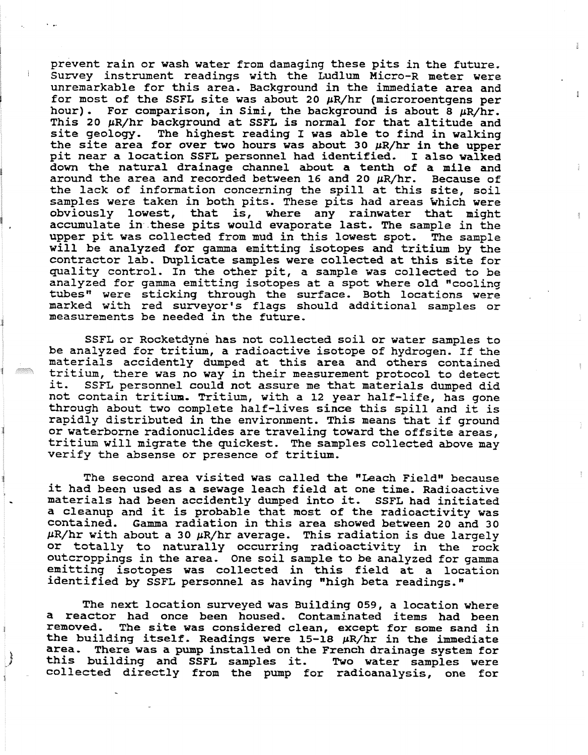prevent rain or wash water from damaging these pits in the future. Survey instrument readings with the Ludlum Micro-R meter were unremarkable for this area. Background in the immediate area and for most of the SSFL site was about 20 $\mu$R/hr (microroentgens per hour). For comparison, in Simi, the background is about 8 $\mu$R/hr. This 20 $\mu$R/hr background at SSFL is normal for that altitude and site geology. The highest reading I was able to find in walking the site area for over two hours was about 30 $\mu$R/hr in the upper pit near a location SSFL personnel had identified. I also walked down the natural drainage channel about a tenth of a mile and around the area and recorded between 16 and 20 $\mu$R/hr. Because of the lack of information concerning the spill at this site, soil samples were taken in both pits. These pits had areas which were obviously lowest, that is, where any rainwater that might accumulate in these pits would evaporate last. The sample in the upper pit was collected from mud in this lowest spot. The sample will be analyzed for gamma emitting isotopes and tritium by the contractor lab. Duplicate samples were collected at this site for quality control. In the other pit, a sample was collected to be analyzed for gamma emitting isotopes at a spot where old "cooling tubes" were sticking through the surface. Both locations were marked with red surveyor's flags should additional samples or measurements be needed in the future.

SSFL or Rocketdyne has not collected soil or water samples to be analyzed for tritium, a radioactive isotope of hydrogen. If the materials accidently dumped at this area and others contained tritium, there was no way in their measurement protocol to detect it. SSFL personnel could not assure me that materials dumped did not contain tritium. Tritium, with a 12 year half-life, has gone through about two complete half-lives since this spill and it is rapidly distributed in the environment. This means that if ground or waterborne radionuclides are traveling toward the offsite areas, tritium will migrate the quickest. The samples collected above may verify the absense or presence of tritium.

The second area visited was called the "Leach Field" because it had been used as a sewage leach field at one time. Radioactive materials had been accidently dumped into it. SSFL had initiated a cleanup and it is probable that most of the radioactivity was contained. Gamma radiation in this area showed between 20 and 30 $\mu$R/hr with about a 30 $\mu$R/hr average. This radiation is due largely or totally to naturally occurring radioactivity in the rock outcroppings in the area. One soil sample to be analyzed for gamma emitting isotopes was collected in this field at a location identified by SSFL personnel as having "high beta readings."

The next location surveyed was Building 059, a location where a reactor had once been housed. Contaminated items had been removed. The site was considered clean, except for some sand in the building itself. Readings were 15-18 $\mu$R/hr in the immediate area. There was a pump installed on the French drainage system for this building and SSFL samples it. Two water samples were collected directly from the pump for radioanalysis, one for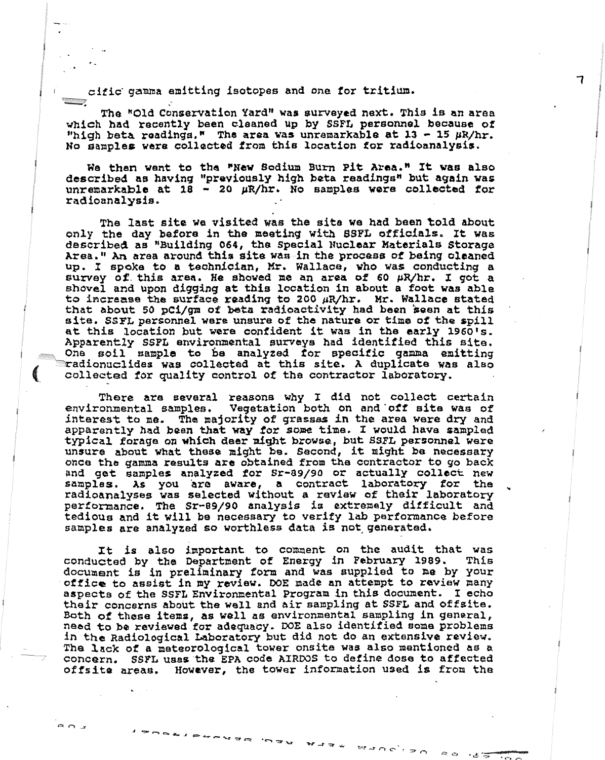cific gamma emitting isotopes and one for tritium.

The "Old Conservation Yard" was surveyed next. This is an area which had recently been cleaned up by SSFL personnel because of "high beta readings." The area was unremarkable at 13 - 15 μR/hr. No samples were collected from this location for radioanalysis.

We then went to the "New Sodium Burn Pit Area." It was also described as having "previously high beta readings" but again was unremarkable at 18 - 20 μR/hr. No samples were collected for radioanalysis.

The last site we visited was the site we had been told about only the day before in the meeting with SSFL officials. It was described as "Building 064, the Special Nuclear Materials Storage Area." An area around this site was in the process of being cleaned up. I spoke to a technician, Mr. Wallace, who was conducting a survey of this area. He showed me an area of 60 μR/hr. I got a shovel and upon digging at this location in about a foot was able to increase the surface reading to 200 μR/hr. Mr. Wallace stated that about 50 pCi/gm of beta radioactivity had been seen at this site. SSFL personnel were unsure of the nature or time of the spill at this location but were confident it was in the early 1960's. Apparently SSFL environmental surveys had identified this site. One soil sample to be analyzed for specific gamma emitting radionuclides was collected at this site. A duplicate was also collected for quality control of the contractor laboratory.

There are several reasons why I did not collect certain environmental samples. Vegetation both on and off site was of interest to me. The majority of grasses in the area were dry and apparently had been that way for some time. I would have sampled typical forage on which deer might browse, but SSFL personnel were unsure about what these might be. Second, it might be necessary once the gamma results are obtained from the contractor to go back and get samples analyzed for Sr-89/90 or actually collect new samples. As you are aware, a contract laboratory for the radioanalyses was selected without a review of their laboratory performance. The Sr-89/90 analysis is extremely difficult and tedious and it will be necessary to verify lab performance before samples are analyzed so worthless data is not generated.

It is also important to comment on the audit that was conducted by the Department of Energy in February 1989. This document is in preliminary form and was supplied to me by your office to assist in my review. DOE made an attempt to review many aspects of the SSFL Environmental Program in this document. I echo their concerns about the well and air sampling at SSFL and offsite. Both of these items, as well as environmental sampling in general, need to be reviewed for adequacy. DOE also identified some problems in the Radiological Laboratory but did not do an extensive review. The lack of a meteorological tower onsite was also mentioned as a concern. SSFL uses the EPA code AIRDOS to define dose to affected offsite areas. However, the tower information used is from the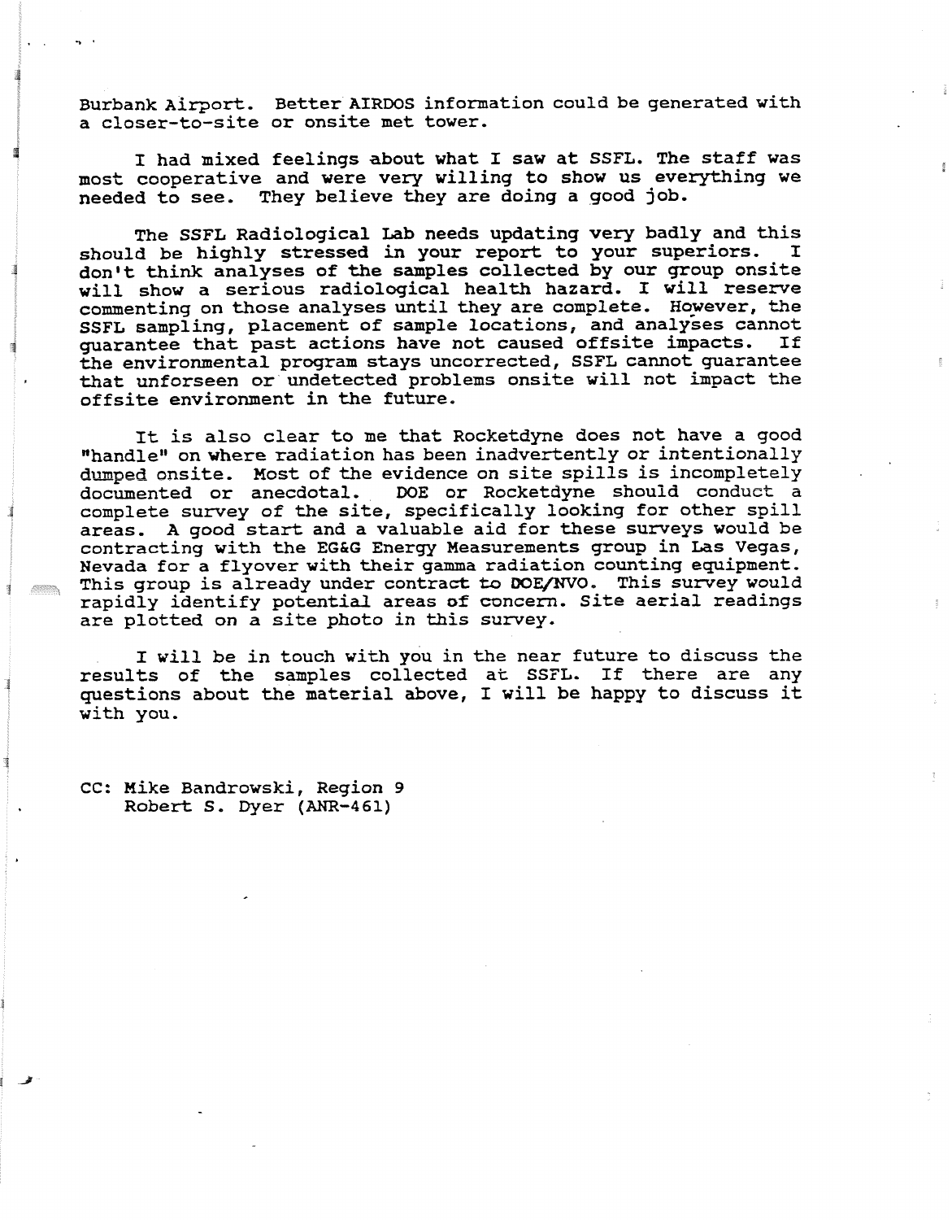Burbank Airport. Better AIRDOS information could be generated with a closer-to-site or onsite met tower.

I had mixed feelings about what I saw at SSFL. The staff was most cooperative and were very willing to show us everything we needed to see. They believe they are doing a good job.

The SSFL Radiological Lab needs updating very badly and this should be highly stressed in your report to your superiors. I don't think analyses of the samples collected by our group onsite will show a serious radiological health hazard. I will reserve commenting on those analyses until they are complete. However, the SSFL sampling, placement of sample locations, and analyses cannot guarantee that past actions have not caused offsite impacts. If the environmental program stays uncorrected, SSFL cannot guarantee that unforseen or undetected problems onsite will not impact the offsite environment in the future.

It is also clear to me that Rocketdyne does not have a good "handle" on where radiation has been inadvertently or intentionally dumped onsite. Most of the evidence on site spills is incompletely documented or anecdotal. DOE or Rocketdyne should conduct a complete survey of the site, specifically looking for other spill areas. A good start and a valuable aid for these surveys would be contracting with the EG&G Energy Measurements group in Las Vegas, Nevada for a flyover with their gamma radiation counting equipment. This group is already under contract to DOE/NVO. This survey would rapidly identify potential areas of concern. Site aerial readings are plotted on a site photo in this survey.

I will be in touch with you in the near future to discuss the results of the samples collected at SSFL. If there are any questions about the material above, I will be happy to discuss it with you.

CC: Mike Bandrowski, Region 9
Robert S. Dyer (ANR-461)